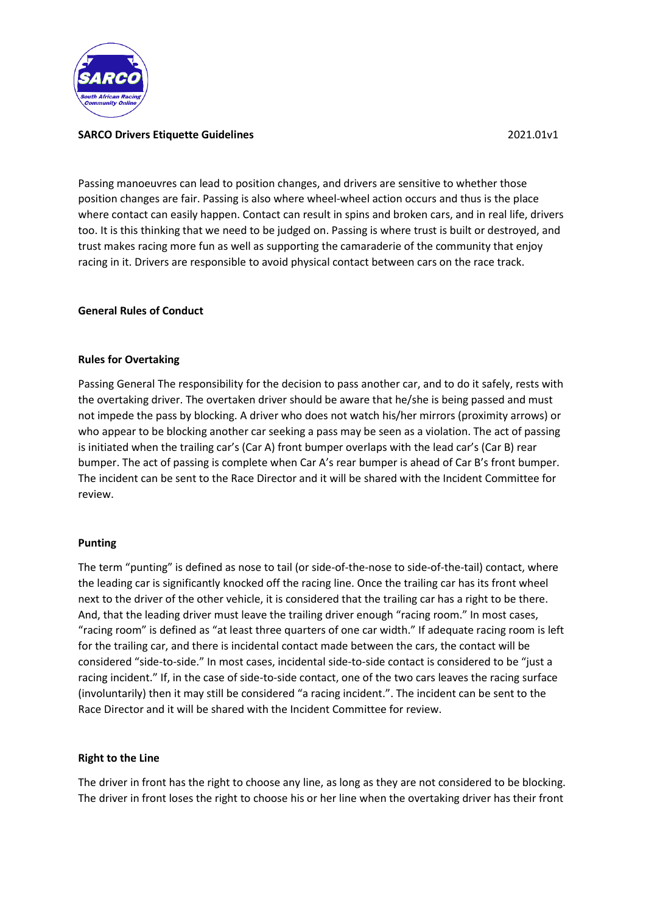**SARCO Drivers Etiquette Guidelines** 2021.01v1

Passing manoeuvres can lead to position changes, and drivers are sensitive to whether those position changes are fair. Passing is also where wheel-wheel action occurs and thus is the place where contact can easily happen. Contact can result in spins and broken cars, and in real life, drivers too. It is this thinking that we need to be judged on. Passing is where trust is built or destroyed, and trust makes racing more fun as well as supporting the camaraderie of the community that enjoy racing in it. Drivers are responsible to avoid physical contact between cars on the race track.

## General Rules of Conduct

### Rules for Overtaking

Passing General The responsibility for the decision to pass another car, and to do it safely, rests with the overtaking driver. The overtaken driver should be aware that he/she is being passed and must not impede the pass by blocking. A driver who does not watch his/her mirrors (proximity arrows) or who appear to be blocking another car seeking a pass may be seen as a violation. The act of passing is initiated when the trailing car's (Car A) front bumper overlaps with the lead car's (Car B) rear bumper. The act of passing is complete when Car A's rear bumper is ahead of Car B's front bumper. The incident can be sent to the Race Director and it will be shared with the Incident Committee for review.

### Punting

The term "punting" is defined as nose to tail (or side-of-the-nose to side-of-the-tail) contact, where the leading car is significantly knocked off the racing line. Once the trailing car has its front wheel next to the driver of the other vehicle, it is considered that the trailing car has a right to be there. And, that the leading driver must leave the trailing driver enough "racing room." In most cases, "racing room" is defined as "at least three quarters of one car width." If adequate racing room is left for the trailing car, and there is incidental contact made between the cars, the contact will be considered "side-to-side." In most cases, incidental side-to-side contact is considered to be "just a racing incident." If, in the case of side-to-side contact, one of the two cars leaves the racing surface (involuntarily) then it may still be considered "a racing incident.". The incident can be sent to the Race Director and it will be shared with the Incident Committee for review.

### Right to the Line

The driver in front has the right to choose any line, as long as they are not considered to be blocking. The driver in front loses the right to choose his or her line when the overtaking driver has their front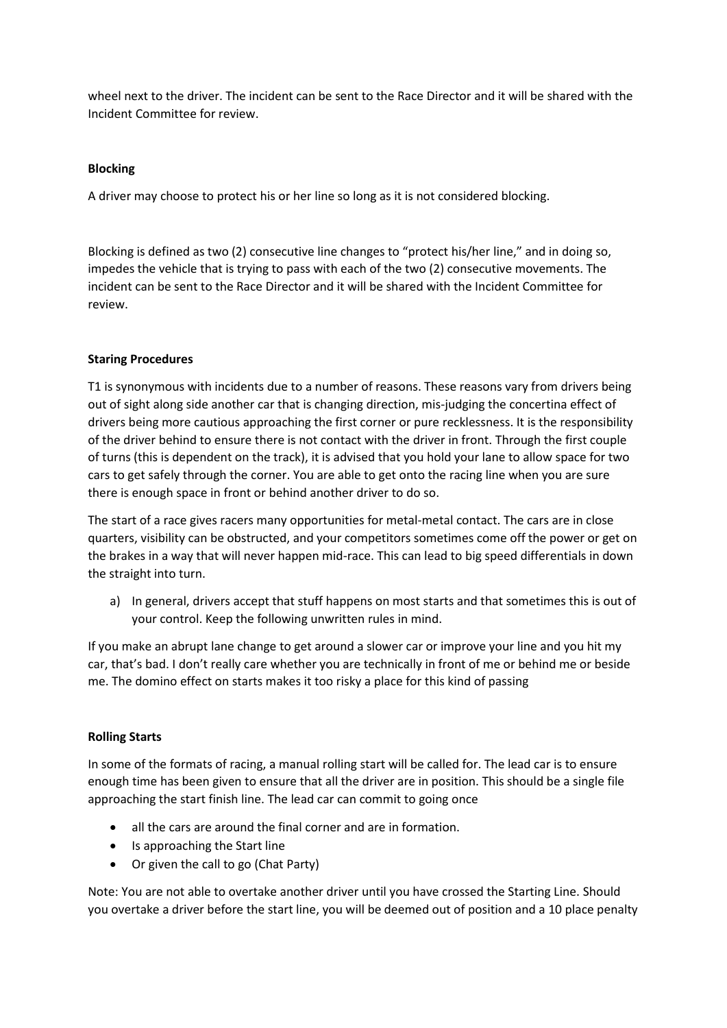wheel next to the driver. The incident can be sent to the Race Director and it will be shared with the Incident Committee for review.

**Blocking**

A driver may choose to protect his or her line so long as it is not considered blocking.

Blocking is defined as two (2) consecutive line changes to "protect his/her line," and in doing so, impedes the vehicle that is trying to pass with each of the two (2) consecutive movements. The incident can be sent to the Race Director and it will be shared with the Incident Committee for review.

**Staring Procedures**

T1 is synonymous with incidents due to a number of reasons. These reasons vary from drivers being out of sight along side another car that is changing direction, mis-judging the concertina effect of drivers being more cautious approaching the first corner or pure recklessness. It is the responsibility of the driver behind to ensure there is not contact with the driver in front. Through the first couple of turns (this is dependent on the track), it is advised that you hold your lane to allow space for two cars to get safely through the corner. You are able to get onto the racing line when you are sure there is enough space in front or behind another driver to do so.

The start of a race gives racers many opportunities for metal-metal contact. The cars are in close quarters, visibility can be obstructed, and your competitors sometimes come off the power or get on the brakes in a way that will never happen mid-race. This can lead to big speed differentials in down the straight into turn.

a) In general, drivers accept that stuff happens on most starts and that sometimes this is out of your control. Keep the following unwritten rules in mind.

If you make an abrupt lane change to get around a slower car or improve your line and you hit my car, that's bad. I don't really care whether you are technically in front of me or behind me or beside me. The domino effect on starts makes it too risky a place for this kind of passing

**Rolling Starts**

In some of the formats of racing, a manual rolling start will be called for. The lead car is to ensure enough time has been given to ensure that all the driver are in position. This should be a single file approaching the start finish line. The lead car can commit to going once

- all the cars are around the final corner and are in formation.
- Is approaching the Start line
- Or given the call to go (Chat Party)

Note: You are not able to overtake another driver until you have crossed the Starting Line. Should you overtake a driver before the start line, you will be deemed out of position and a 10 place penalty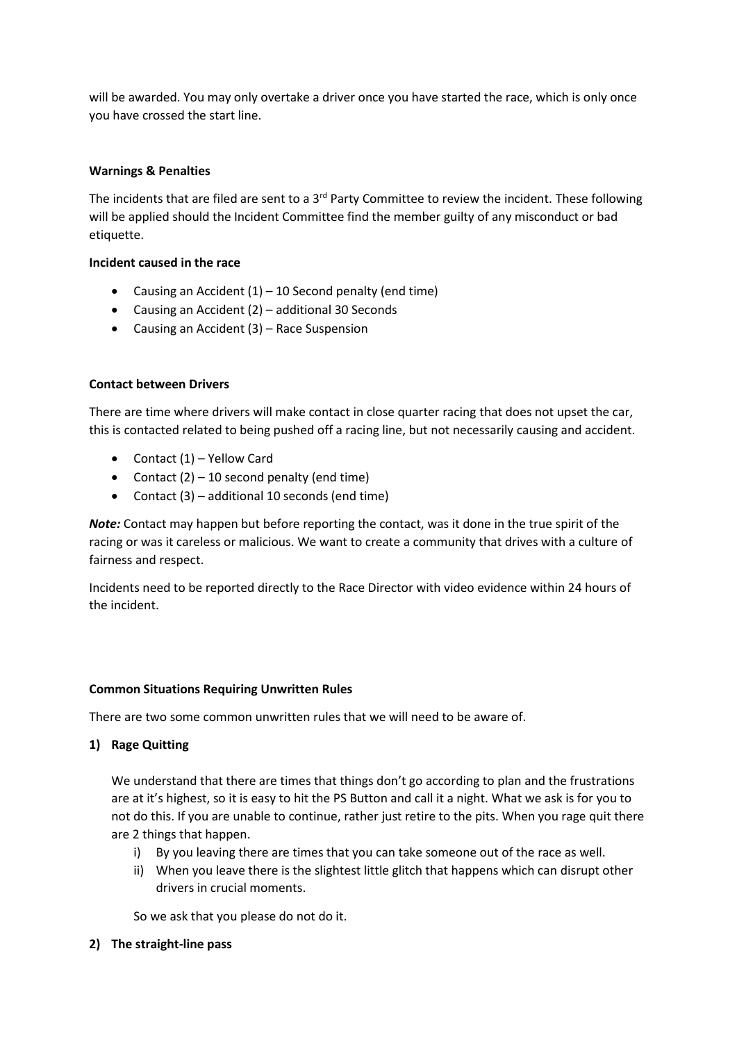will be awarded. You may only overtake a driver once you have started the race, which is only once you have crossed the start line.

**Warnings & Penalties**

The incidents that are filed are sent to a 3rd Party Committee to review the incident. These following will be applied should the Incident Committee find the member guilty of any misconduct or bad etiquette.

**Incident caused in the race**

- Causing an Accident (1) – 10 Second penalty (end time)
- Causing an Accident (2) – additional 30 Seconds
- Causing an Accident (3) – Race Suspension

**Contact between Drivers**

There are time where drivers will make contact in close quarter racing that does not upset the car, this is contacted related to being pushed off a racing line, but not necessarily causing and accident.

- Contact (1) – Yellow Card
- Contact (2) – 10 second penalty (end time)
- Contact (3) – additional 10 seconds (end time)

***Note:*** Contact may happen but before reporting the contact, was it done in the true spirit of the racing or was it careless or malicious. We want to create a community that drives with a culture of fairness and respect.

Incidents need to be reported directly to the Race Director with video evidence within 24 hours of the incident.

**Common Situations Requiring Unwritten Rules**

There are two some common unwritten rules that we will need to be aware of.

**1) Rage Quitting**

We understand that there are times that things don't go according to plan and the frustrations are at it's highest, so it is easy to hit the PS Button and call it a night. What we ask is for you to not do this. If you are unable to continue, rather just retire to the pits. When you rage quit there are 2 things that happen.

i) By you leaving there are times that you can take someone out of the race as well.
ii) When you leave there is the slightest little glitch that happens which can disrupt other drivers in crucial moments.

So we ask that you please do not do it.

**2) The straight-line pass**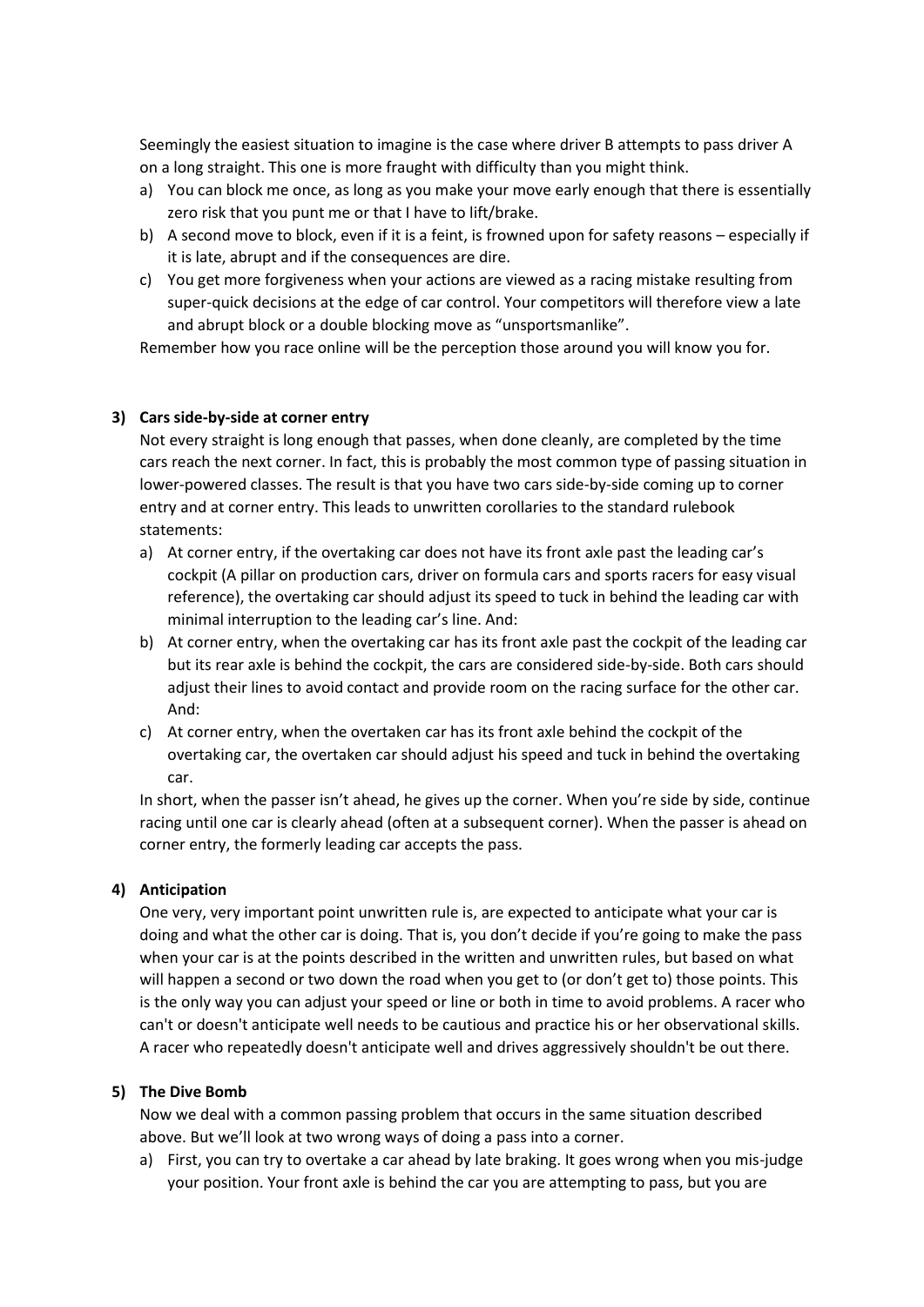Seemingly the easiest situation to imagine is the case where driver B attempts to pass driver A on a long straight. This one is more fraught with difficulty than you might think.

a) You can block me once, as long as you make your move early enough that there is essentially zero risk that you punt me or that I have to lift/brake.
b) A second move to block, even if it is a feint, is frowned upon for safety reasons – especially if it is late, abrupt and if the consequences are dire.
c) You get more forgiveness when your actions are viewed as a racing mistake resulting from super-quick decisions at the edge of car control. Your competitors will therefore view a late and abrupt block or a double blocking move as "unsportsmanlike".

Remember how you race online will be the perception those around you will know you for.

### 3) Cars side-by-side at corner entry

Not every straight is long enough that passes, when done cleanly, are completed by the time cars reach the next corner. In fact, this is probably the most common type of passing situation in lower-powered classes. The result is that you have two cars side-by-side coming up to corner entry and at corner entry. This leads to unwritten corollaries to the standard rulebook statements:

a) At corner entry, if the overtaking car does not have its front axle past the leading car's cockpit (A pillar on production cars, driver on formula cars and sports racers for easy visual reference), the overtaking car should adjust its speed to tuck in behind the leading car with minimal interruption to the leading car's line. And:
b) At corner entry, when the overtaking car has its front axle past the cockpit of the leading car but its rear axle is behind the cockpit, the cars are considered side-by-side. Both cars should adjust their lines to avoid contact and provide room on the racing surface for the other car. And:
c) At corner entry, when the overtaken car has its front axle behind the cockpit of the overtaking car, the overtaken car should adjust his speed and tuck in behind the overtaking car.

In short, when the passer isn't ahead, he gives up the corner. When you're side by side, continue racing until one car is clearly ahead (often at a subsequent corner). When the passer is ahead on corner entry, the formerly leading car accepts the pass.

### 4) Anticipation

One very, very important point unwritten rule is, are expected to anticipate what your car is doing and what the other car is doing. That is, you don't decide if you're going to make the pass when your car is at the points described in the written and unwritten rules, but based on what will happen a second or two down the road when you get to (or don't get to) those points. This is the only way you can adjust your speed or line or both in time to avoid problems. A racer who can't or doesn't anticipate well needs to be cautious and practice his or her observational skills. A racer who repeatedly doesn't anticipate well and drives aggressively shouldn't be out there.

### 5) The Dive Bomb

Now we deal with a common passing problem that occurs in the same situation described above. But we'll look at two wrong ways of doing a pass into a corner.

a) First, you can try to overtake a car ahead by late braking. It goes wrong when you mis-judge your position. Your front axle is behind the car you are attempting to pass, but you are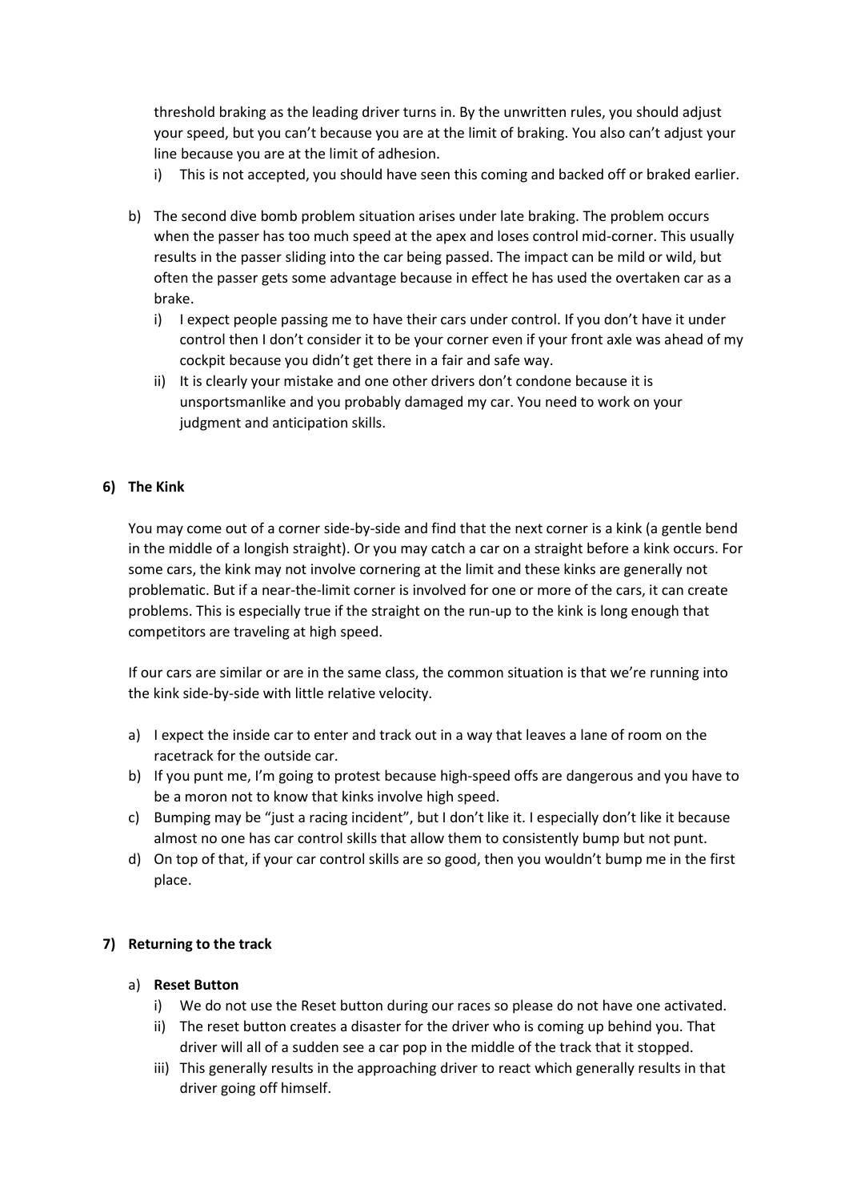threshold braking as the leading driver turns in. By the unwritten rules, you should adjust your speed, but you can't because you are at the limit of braking. You also can't adjust your line because you are at the limit of adhesion.

   i) This is not accepted, you should have seen this coming and backed off or braked earlier.

b) The second dive bomb problem situation arises under late braking. The problem occurs when the passer has too much speed at the apex and loses control mid-corner. This usually results in the passer sliding into the car being passed. The impact can be mild or wild, but often the passer gets some advantage because in effect he has used the overtaken car as a brake.

   i) I expect people passing me to have their cars under control. If you don't have it under control then I don't consider it to be your corner even if your front axle was ahead of my cockpit because you didn't get there in a fair and safe way.

   ii) It is clearly your mistake and one other drivers don't condone because it is unsportsmanlike and you probably damaged my car. You need to work on your judgment and anticipation skills.

## 6) The Kink

You may come out of a corner side-by-side and find that the next corner is a kink (a gentle bend in the middle of a longish straight). Or you may catch a car on a straight before a kink occurs. For some cars, the kink may not involve cornering at the limit and these kinks are generally not problematic. But if a near-the-limit corner is involved for one or more of the cars, it can create problems. This is especially true if the straight on the run-up to the kink is long enough that competitors are traveling at high speed.

If our cars are similar or are in the same class, the common situation is that we're running into the kink side-by-side with little relative velocity.

a) I expect the inside car to enter and track out in a way that leaves a lane of room on the racetrack for the outside car.

b) If you punt me, I'm going to protest because high-speed offs are dangerous and you have to be a moron not to know that kinks involve high speed.

c) Bumping may be "just a racing incident", but I don't like it. I especially don't like it because almost no one has car control skills that allow them to consistently bump but not punt.

d) On top of that, if your car control skills are so good, then you wouldn't bump me in the first place.

## 7) Returning to the track

a) **Reset Button**

   i) We do not use the Reset button during our races so please do not have one activated.

   ii) The reset button creates a disaster for the driver who is coming up behind you. That driver will all of a sudden see a car pop in the middle of the track that it stopped.

   iii) This generally results in the approaching driver to react which generally results in that driver going off himself.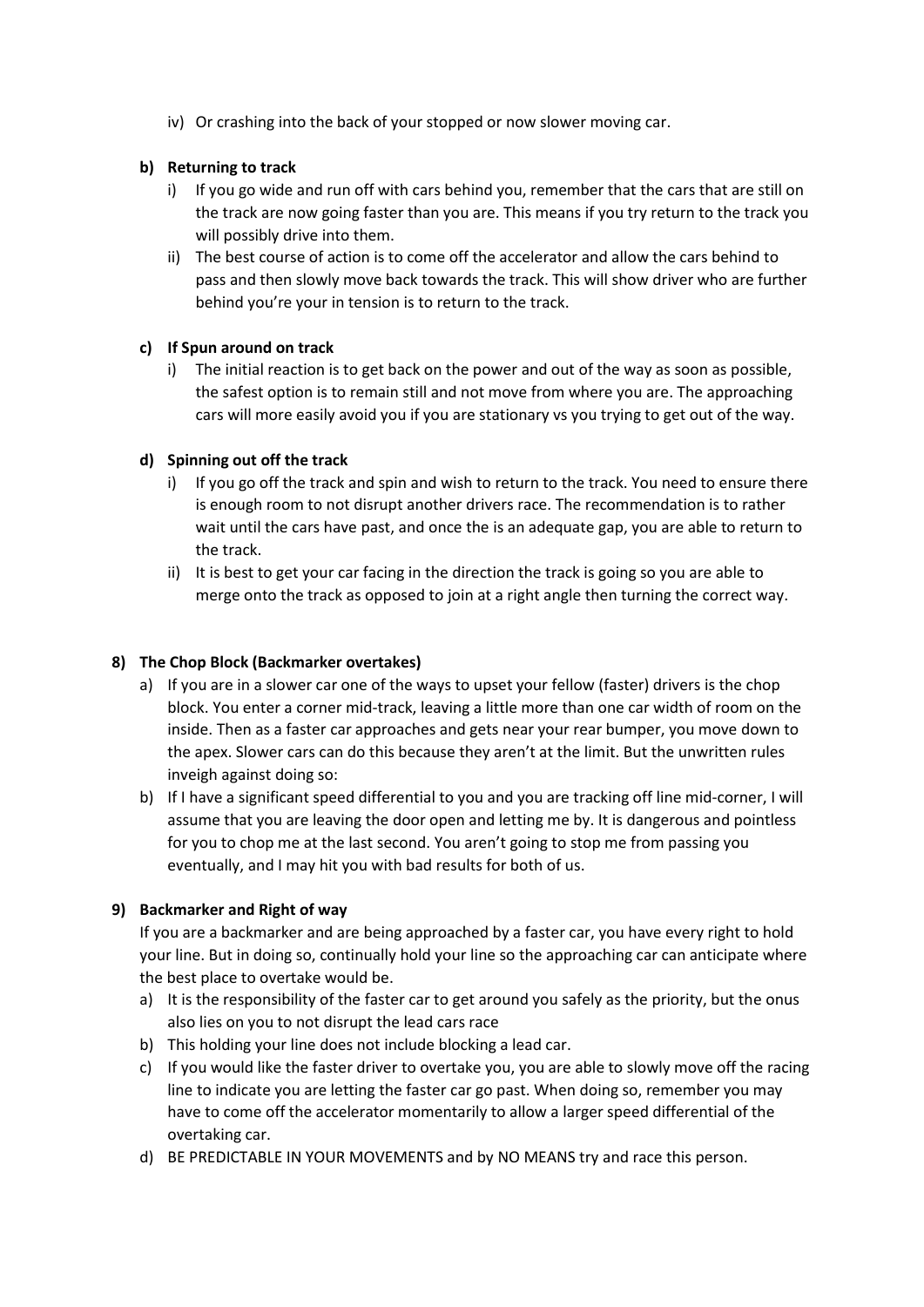iv) Or crashing into the back of your stopped or now slower moving car.

**b) Returning to track**

i) If you go wide and run off with cars behind you, remember that the cars that are still on the track are now going faster than you are. This means if you try return to the track you will possibly drive into them.

ii) The best course of action is to come off the accelerator and allow the cars behind to pass and then slowly move back towards the track. This will show driver who are further behind you're your in tension is to return to the track.

**c) If Spun around on track**

i) The initial reaction is to get back on the power and out of the way as soon as possible, the safest option is to remain still and not move from where you are. The approaching cars will more easily avoid you if you are stationary vs you trying to get out of the way.

**d) Spinning out off the track**

i) If you go off the track and spin and wish to return to the track. You need to ensure there is enough room to not disrupt another drivers race. The recommendation is to rather wait until the cars have past, and once the is an adequate gap, you are able to return to the track.

ii) It is best to get your car facing in the direction the track is going so you are able to merge onto the track as opposed to join at a right angle then turning the correct way.

**8) The Chop Block (Backmarker overtakes)**

a) If you are in a slower car one of the ways to upset your fellow (faster) drivers is the chop block. You enter a corner mid-track, leaving a little more than one car width of room on the inside. Then as a faster car approaches and gets near your rear bumper, you move down to the apex. Slower cars can do this because they aren't at the limit. But the unwritten rules inveigh against doing so:

b) If I have a significant speed differential to you and you are tracking off line mid-corner, I will assume that you are leaving the door open and letting me by. It is dangerous and pointless for you to chop me at the last second. You aren't going to stop me from passing you eventually, and I may hit you with bad results for both of us.

**9) Backmarker and Right of way**

If you are a backmarker and are being approached by a faster car, you have every right to hold your line. But in doing so, continually hold your line so the approaching car can anticipate where the best place to overtake would be.

a) It is the responsibility of the faster car to get around you safely as the priority, but the onus also lies on you to not disrupt the lead cars race

b) This holding your line does not include blocking a lead car.

c) If you would like the faster driver to overtake you, you are able to slowly move off the racing line to indicate you are letting the faster car go past. When doing so, remember you may have to come off the accelerator momentarily to allow a larger speed differential of the overtaking car.

d) BE PREDICTABLE IN YOUR MOVEMENTS and by NO MEANS try and race this person.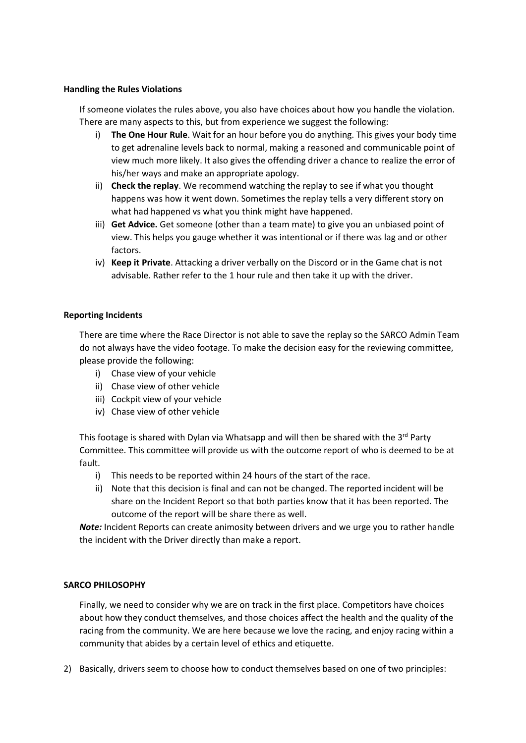**Handling the Rules Violations**

If someone violates the rules above, you also have choices about how you handle the violation. There are many aspects to this, but from experience we suggest the following:

i) **The One Hour Rule**. Wait for an hour before you do anything. This gives your body time to get adrenaline levels back to normal, making a reasoned and communicable point of view much more likely. It also gives the offending driver a chance to realize the error of his/her ways and make an appropriate apology.
ii) **Check the replay**. We recommend watching the replay to see if what you thought happens was how it went down. Sometimes the replay tells a very different story on what had happened vs what you think might have happened.
iii) **Get Advice.** Get someone (other than a team mate) to give you an unbiased point of view. This helps you gauge whether it was intentional or if there was lag and or other factors.
iv) **Keep it Private**. Attacking a driver verbally on the Discord or in the Game chat is not advisable. Rather refer to the 1 hour rule and then take it up with the driver.

**Reporting Incidents**

There are time where the Race Director is not able to save the replay so the SARCO Admin Team do not always have the video footage. To make the decision easy for the reviewing committee, please provide the following:

i) Chase view of your vehicle
ii) Chase view of other vehicle
iii) Cockpit view of your vehicle
iv) Chase view of other vehicle

This footage is shared with Dylan via Whatsapp and will then be shared with the 3rd Party Committee. This committee will provide us with the outcome report of who is deemed to be at fault.

i) This needs to be reported within 24 hours of the start of the race.
ii) Note that this decision is final and can not be changed. The reported incident will be share on the Incident Report so that both parties know that it has been reported. The outcome of the report will be share there as well.

***Note:*** Incident Reports can create animosity between drivers and we urge you to rather handle the incident with the Driver directly than make a report.

**SARCO PHILOSOPHY**

Finally, we need to consider why we are on track in the first place. Competitors have choices about how they conduct themselves, and those choices affect the health and the quality of the racing from the community. We are here because we love the racing, and enjoy racing within a community that abides by a certain level of ethics and etiquette.

2) Basically, drivers seem to choose how to conduct themselves based on one of two principles: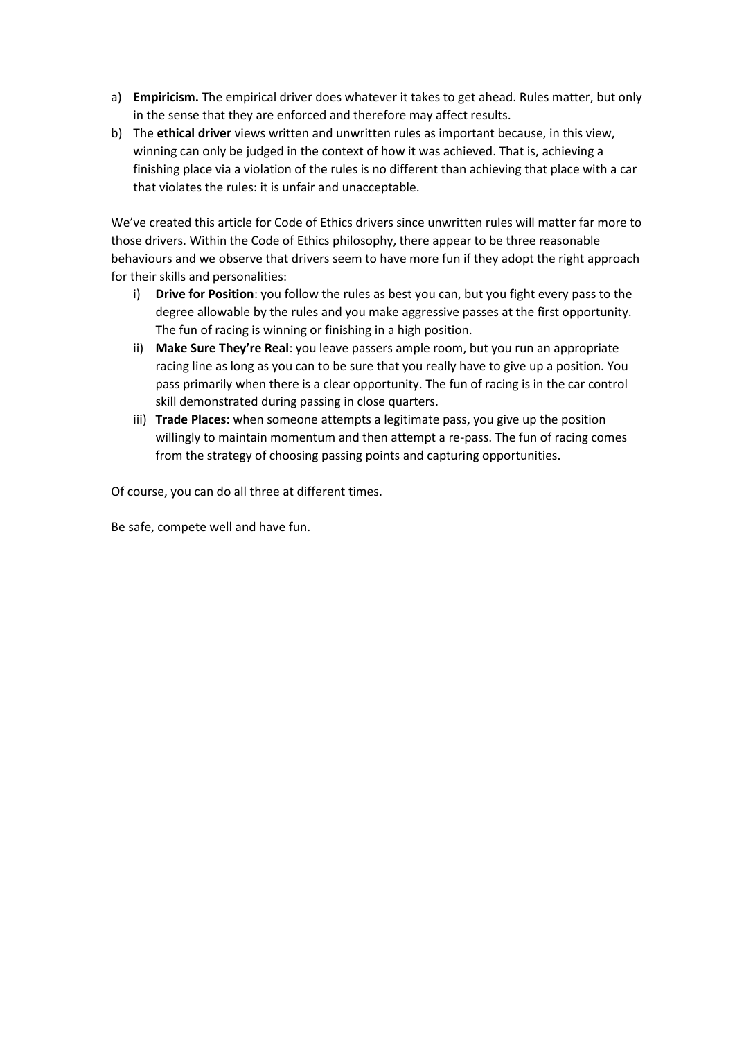a) **Empiricism.** The empirical driver does whatever it takes to get ahead. Rules matter, but only in the sense that they are enforced and therefore may affect results.
b) The **ethical driver** views written and unwritten rules as important because, in this view, winning can only be judged in the context of how it was achieved. That is, achieving a finishing place via a violation of the rules is no different than achieving that place with a car that violates the rules: it is unfair and unacceptable.

We've created this article for Code of Ethics drivers since unwritten rules will matter far more to those drivers. Within the Code of Ethics philosophy, there appear to be three reasonable behaviours and we observe that drivers seem to have more fun if they adopt the right approach for their skills and personalities:

i) **Drive for Position**: you follow the rules as best you can, but you fight every pass to the degree allowable by the rules and you make aggressive passes at the first opportunity. The fun of racing is winning or finishing in a high position.
ii) **Make Sure They're Real**: you leave passers ample room, but you run an appropriate racing line as long as you can to be sure that you really have to give up a position. You pass primarily when there is a clear opportunity. The fun of racing is in the car control skill demonstrated during passing in close quarters.
iii) **Trade Places:** when someone attempts a legitimate pass, you give up the position willingly to maintain momentum and then attempt a re-pass. The fun of racing comes from the strategy of choosing passing points and capturing opportunities.

Of course, you can do all three at different times.

Be safe, compete well and have fun.